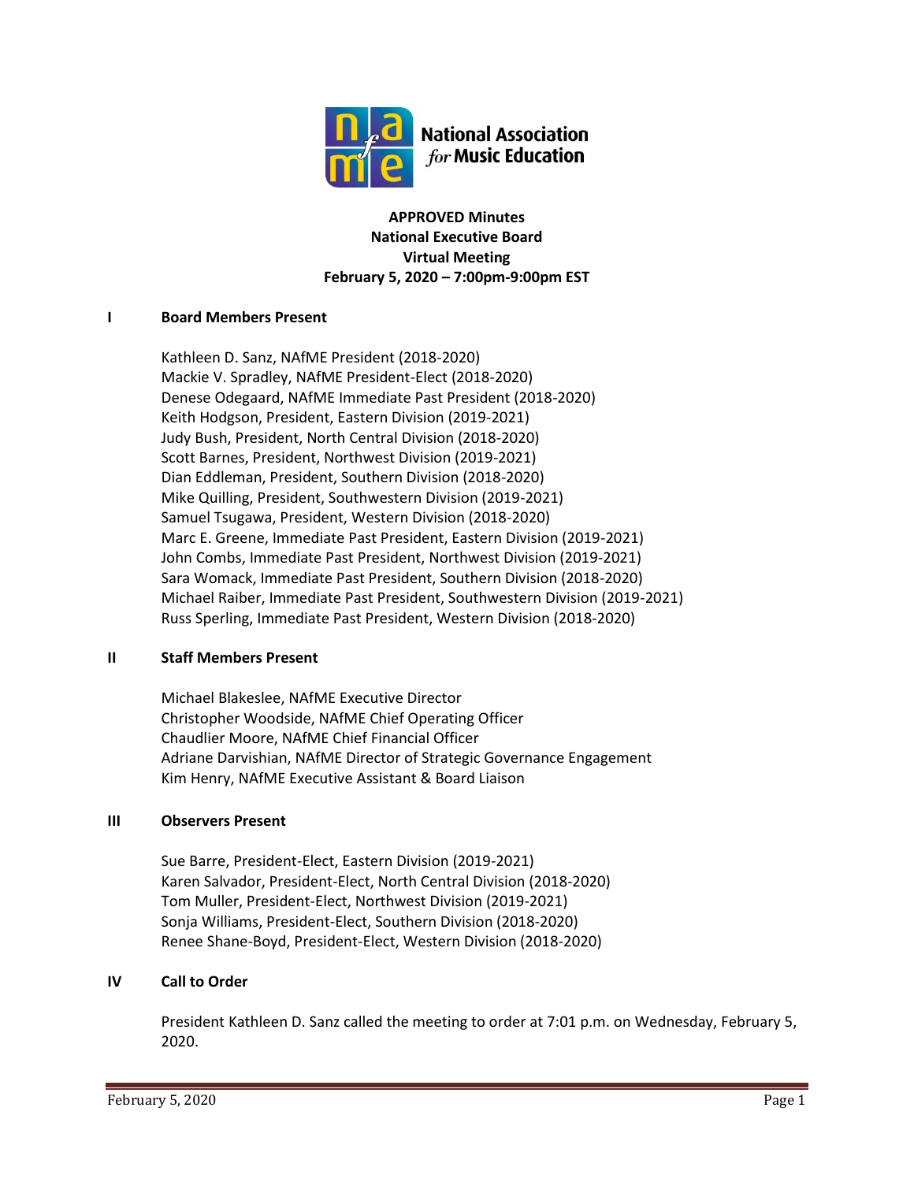National Association *for* Music Education

**APPROVED Minutes**
**National Executive Board**
**Virtual Meeting**
**February 5, 2020 – 7:00pm-9:00pm EST**

## I Board Members Present

Kathleen D. Sanz, NAfME President (2018-2020)
Mackie V. Spradley, NAfME President-Elect (2018-2020)
Denese Odegaard, NAfME Immediate Past President (2018-2020)
Keith Hodgson, President, Eastern Division (2019-2021)
Judy Bush, President, North Central Division (2018-2020)
Scott Barnes, President, Northwest Division (2019-2021)
Dian Eddleman, President, Southern Division (2018-2020)
Mike Quilling, President, Southwestern Division (2019-2021)
Samuel Tsugawa, President, Western Division (2018-2020)
Marc E. Greene, Immediate Past President, Eastern Division (2019-2021)
John Combs, Immediate Past President, Northwest Division (2019-2021)
Sara Womack, Immediate Past President, Southern Division (2018-2020)
Michael Raiber, Immediate Past President, Southwestern Division (2019-2021)
Russ Sperling, Immediate Past President, Western Division (2018-2020)

## II Staff Members Present

Michael Blakeslee, NAfME Executive Director
Christopher Woodside, NAfME Chief Operating Officer
Chaudlier Moore, NAfME Chief Financial Officer
Adriane Darvishian, NAfME Director of Strategic Governance Engagement
Kim Henry, NAfME Executive Assistant & Board Liaison

## III Observers Present

Sue Barre, President-Elect, Eastern Division (2019-2021)
Karen Salvador, President-Elect, North Central Division (2018-2020)
Tom Muller, President-Elect, Northwest Division (2019-2021)
Sonja Williams, President-Elect, Southern Division (2018-2020)
Renee Shane-Boyd, President-Elect, Western Division (2018-2020)

## IV Call to Order

President Kathleen D. Sanz called the meeting to order at 7:01 p.m. on Wednesday, February 5, 2020.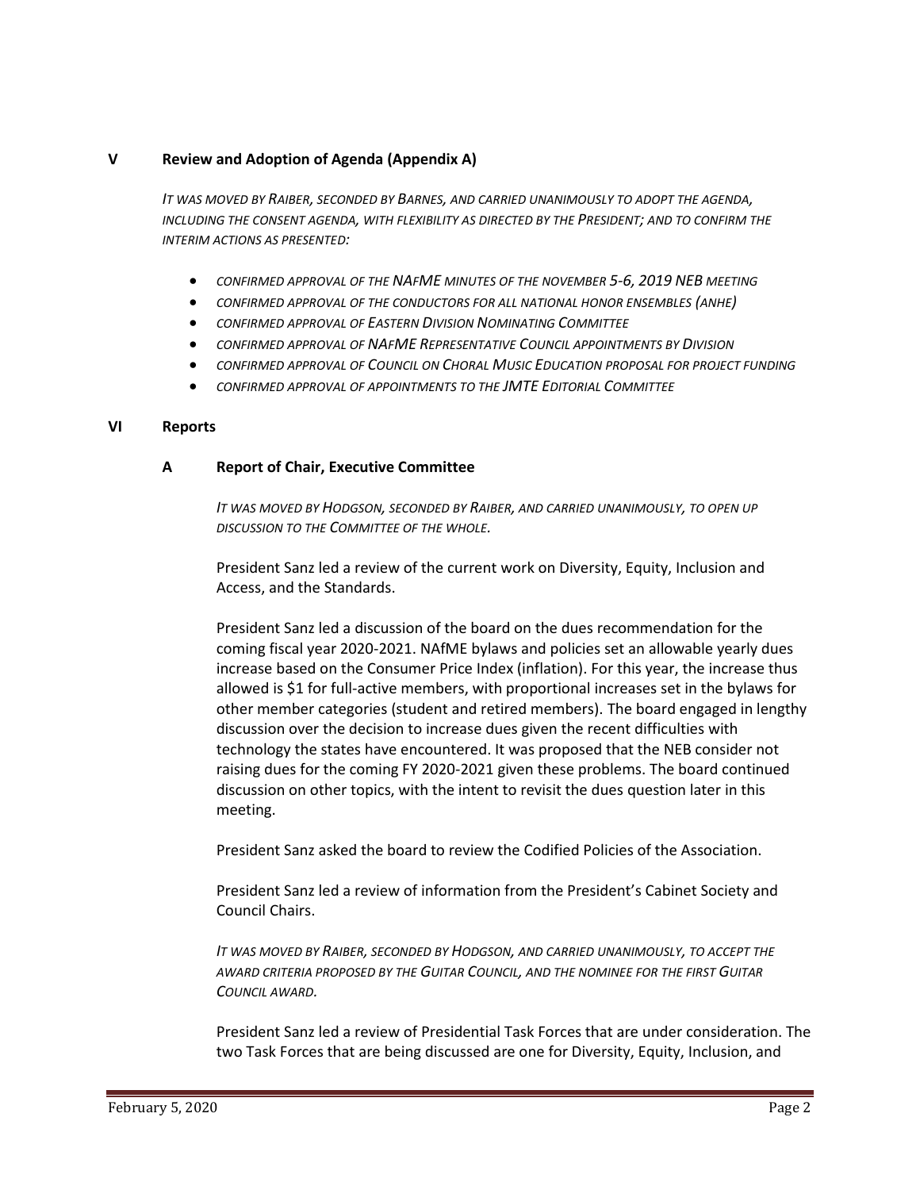## V Review and Adoption of Agenda (Appendix A)

*IT WAS MOVED BY RAIBER, SECONDED BY BARNES, AND CARRIED UNANIMOUSLY TO ADOPT THE AGENDA, INCLUDING THE CONSENT AGENDA, WITH FLEXIBILITY AS DIRECTED BY THE PRESIDENT; AND TO CONFIRM THE INTERIM ACTIONS AS PRESENTED:*

- *CONFIRMED APPROVAL OF THE NAFME MINUTES OF THE NOVEMBER 5-6, 2019 NEB MEETING*
- *CONFIRMED APPROVAL OF THE CONDUCTORS FOR ALL NATIONAL HONOR ENSEMBLES (ANHE)*
- *CONFIRMED APPROVAL OF EASTERN DIVISION NOMINATING COMMITTEE*
- *CONFIRMED APPROVAL OF NAFME REPRESENTATIVE COUNCIL APPOINTMENTS BY DIVISION*
- *CONFIRMED APPROVAL OF COUNCIL ON CHORAL MUSIC EDUCATION PROPOSAL FOR PROJECT FUNDING*
- *CONFIRMED APPROVAL OF APPOINTMENTS TO THE JMTE EDITORIAL COMMITTEE*

## VI Reports

### A Report of Chair, Executive Committee

*IT WAS MOVED BY HODGSON, SECONDED BY RAIBER, AND CARRIED UNANIMOUSLY, TO OPEN UP DISCUSSION TO THE COMMITTEE OF THE WHOLE.*

President Sanz led a review of the current work on Diversity, Equity, Inclusion and Access, and the Standards.

President Sanz led a discussion of the board on the dues recommendation for the coming fiscal year 2020-2021. NAfME bylaws and policies set an allowable yearly dues increase based on the Consumer Price Index (inflation). For this year, the increase thus allowed is $1 for full-active members, with proportional increases set in the bylaws for other member categories (student and retired members). The board engaged in lengthy discussion over the decision to increase dues given the recent difficulties with technology the states have encountered. It was proposed that the NEB consider not raising dues for the coming FY 2020-2021 given these problems. The board continued discussion on other topics, with the intent to revisit the dues question later in this meeting.

President Sanz asked the board to review the Codified Policies of the Association.

President Sanz led a review of information from the President's Cabinet Society and Council Chairs.

*IT WAS MOVED BY RAIBER, SECONDED BY HODGSON, AND CARRIED UNANIMOUSLY, TO ACCEPT THE AWARD CRITERIA PROPOSED BY THE GUITAR COUNCIL, AND THE NOMINEE FOR THE FIRST GUITAR COUNCIL AWARD.*

President Sanz led a review of Presidential Task Forces that are under consideration. The two Task Forces that are being discussed are one for Diversity, Equity, Inclusion, and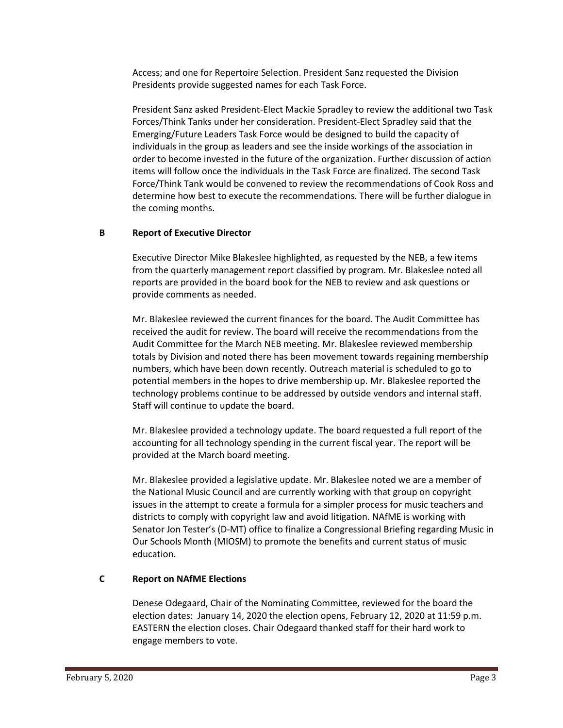Access; and one for Repertoire Selection. President Sanz requested the Division Presidents provide suggested names for each Task Force.

President Sanz asked President-Elect Mackie Spradley to review the additional two Task Forces/Think Tanks under her consideration. President-Elect Spradley said that the Emerging/Future Leaders Task Force would be designed to build the capacity of individuals in the group as leaders and see the inside workings of the association in order to become invested in the future of the organization. Further discussion of action items will follow once the individuals in the Task Force are finalized. The second Task Force/Think Tank would be convened to review the recommendations of Cook Ross and determine how best to execute the recommendations. There will be further dialogue in the coming months.

### B Report of Executive Director

Executive Director Mike Blakeslee highlighted, as requested by the NEB, a few items from the quarterly management report classified by program. Mr. Blakeslee noted all reports are provided in the board book for the NEB to review and ask questions or provide comments as needed.

Mr. Blakeslee reviewed the current finances for the board. The Audit Committee has received the audit for review. The board will receive the recommendations from the Audit Committee for the March NEB meeting. Mr. Blakeslee reviewed membership totals by Division and noted there has been movement towards regaining membership numbers, which have been down recently. Outreach material is scheduled to go to potential members in the hopes to drive membership up. Mr. Blakeslee reported the technology problems continue to be addressed by outside vendors and internal staff. Staff will continue to update the board.

Mr. Blakeslee provided a technology update. The board requested a full report of the accounting for all technology spending in the current fiscal year. The report will be provided at the March board meeting.

Mr. Blakeslee provided a legislative update. Mr. Blakeslee noted we are a member of the National Music Council and are currently working with that group on copyright issues in the attempt to create a formula for a simpler process for music teachers and districts to comply with copyright law and avoid litigation. NAfME is working with Senator Jon Tester's (D-MT) office to finalize a Congressional Briefing regarding Music in Our Schools Month (MIOSM) to promote the benefits and current status of music education.

### C Report on NAfME Elections

Denese Odegaard, Chair of the Nominating Committee, reviewed for the board the election dates: January 14, 2020 the election opens, February 12, 2020 at 11:59 p.m. EASTERN the election closes. Chair Odegaard thanked staff for their hard work to engage members to vote.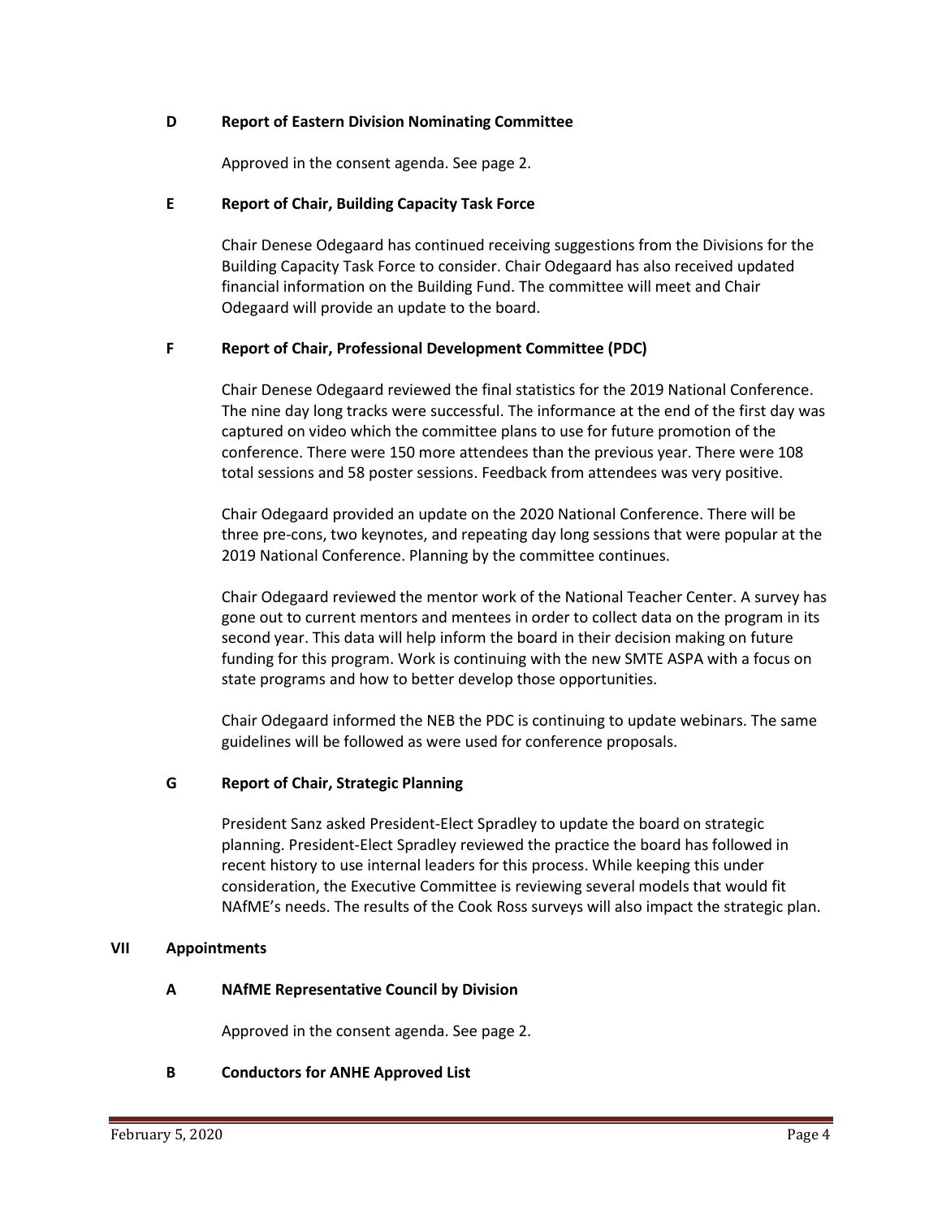### D Report of Eastern Division Nominating Committee

Approved in the consent agenda. See page 2.

### E Report of Chair, Building Capacity Task Force

Chair Denese Odegaard has continued receiving suggestions from the Divisions for the Building Capacity Task Force to consider. Chair Odegaard has also received updated financial information on the Building Fund. The committee will meet and Chair Odegaard will provide an update to the board.

### F Report of Chair, Professional Development Committee (PDC)

Chair Denese Odegaard reviewed the final statistics for the 2019 National Conference. The nine day long tracks were successful. The informance at the end of the first day was captured on video which the committee plans to use for future promotion of the conference. There were 150 more attendees than the previous year. There were 108 total sessions and 58 poster sessions. Feedback from attendees was very positive.

Chair Odegaard provided an update on the 2020 National Conference. There will be three pre-cons, two keynotes, and repeating day long sessions that were popular at the 2019 National Conference. Planning by the committee continues.

Chair Odegaard reviewed the mentor work of the National Teacher Center. A survey has gone out to current mentors and mentees in order to collect data on the program in its second year. This data will help inform the board in their decision making on future funding for this program. Work is continuing with the new SMTE ASPA with a focus on state programs and how to better develop those opportunities.

Chair Odegaard informed the NEB the PDC is continuing to update webinars. The same guidelines will be followed as were used for conference proposals.

### G Report of Chair, Strategic Planning

President Sanz asked President-Elect Spradley to update the board on strategic planning. President-Elect Spradley reviewed the practice the board has followed in recent history to use internal leaders for this process. While keeping this under consideration, the Executive Committee is reviewing several models that would fit NAfME's needs. The results of the Cook Ross surveys will also impact the strategic plan.

## VII Appointments

### A NAfME Representative Council by Division

Approved in the consent agenda. See page 2.

### B Conductors for ANHE Approved List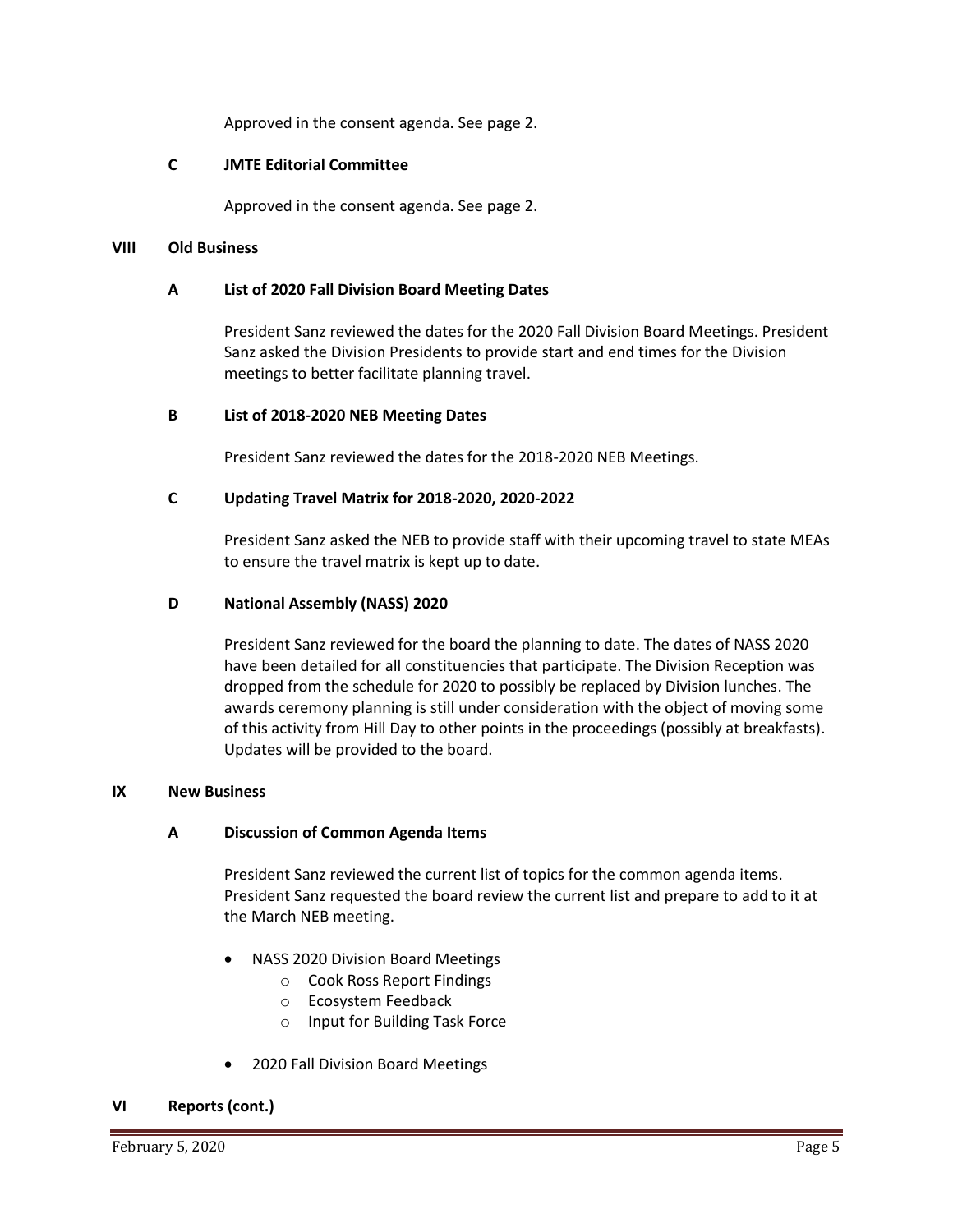Approved in the consent agenda. See page 2.

### C JMTE Editorial Committee

Approved in the consent agenda. See page 2.

## VIII Old Business

### A List of 2020 Fall Division Board Meeting Dates

President Sanz reviewed the dates for the 2020 Fall Division Board Meetings. President Sanz asked the Division Presidents to provide start and end times for the Division meetings to better facilitate planning travel.

### B List of 2018-2020 NEB Meeting Dates

President Sanz reviewed the dates for the 2018-2020 NEB Meetings.

### C Updating Travel Matrix for 2018-2020, 2020-2022

President Sanz asked the NEB to provide staff with their upcoming travel to state MEAs to ensure the travel matrix is kept up to date.

### D National Assembly (NASS) 2020

President Sanz reviewed for the board the planning to date. The dates of NASS 2020 have been detailed for all constituencies that participate. The Division Reception was dropped from the schedule for 2020 to possibly be replaced by Division lunches. The awards ceremony planning is still under consideration with the object of moving some of this activity from Hill Day to other points in the proceedings (possibly at breakfasts). Updates will be provided to the board.

## IX New Business

### A Discussion of Common Agenda Items

President Sanz reviewed the current list of topics for the common agenda items. President Sanz requested the board review the current list and prepare to add to it at the March NEB meeting.

- NASS 2020 Division Board Meetings
  - Cook Ross Report Findings
  - Ecosystem Feedback
  - Input for Building Task Force
- 2020 Fall Division Board Meetings

## VI Reports (cont.)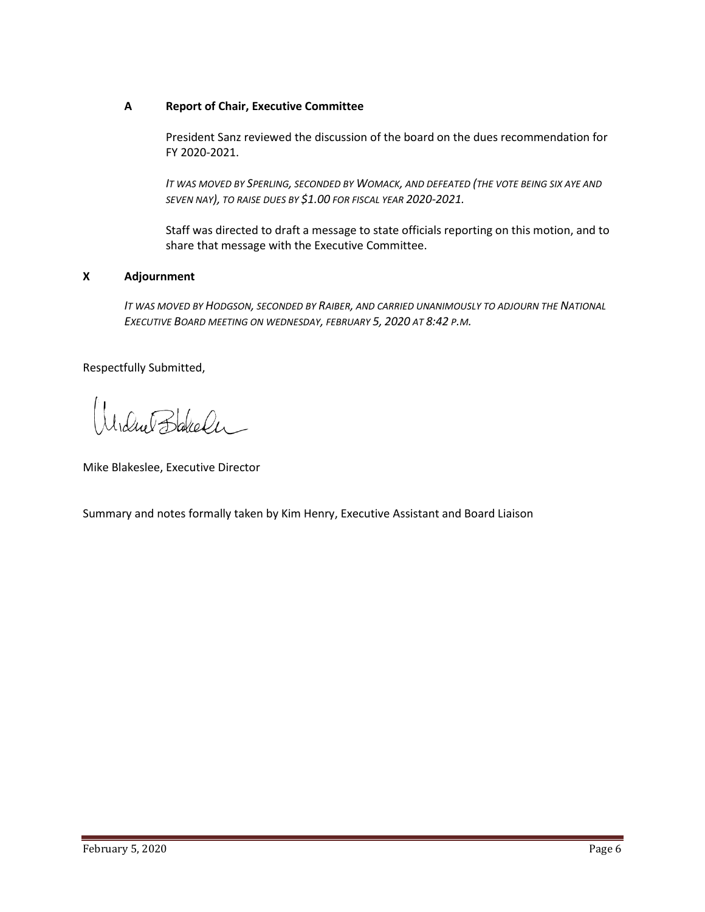**A Report of Chair, Executive Committee**

President Sanz reviewed the discussion of the board on the dues recommendation for FY 2020-2021.

*IT WAS MOVED BY SPERLING, SECONDED BY WOMACK, AND DEFEATED (THE VOTE BEING SIX AYE AND SEVEN NAY), TO RAISE DUES BY $1.00 FOR FISCAL YEAR 2020-2021.*

Staff was directed to draft a message to state officials reporting on this motion, and to share that message with the Executive Committee.

**X Adjournment**

*IT WAS MOVED BY HODGSON, SECONDED BY RAIBER, AND CARRIED UNANIMOUSLY TO ADJOURN THE NATIONAL EXECUTIVE BOARD MEETING ON WEDNESDAY, FEBRUARY 5, 2020 AT 8:42 P.M.*

Respectfully Submitted,

Mike Blakeslee, Executive Director

Summary and notes formally taken by Kim Henry, Executive Assistant and Board Liaison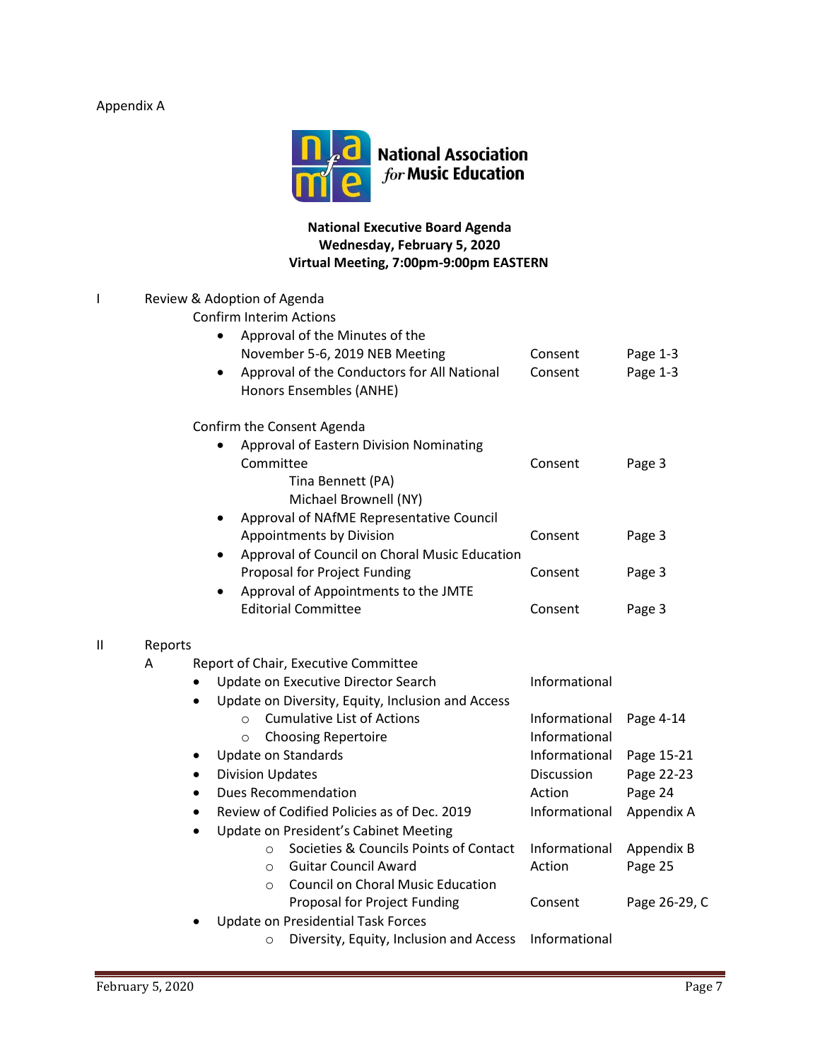Appendix A

**National Association for Music Education**

**National Executive Board Agenda**
**Wednesday, February 5, 2020**
**Virtual Meeting, 7:00pm-9:00pm EASTERN**

I Review & Adoption of Agenda

Confirm Interim Actions

| Item | Type | Page |
|---|---|---|
| • Approval of the Minutes of the November 5-6, 2019 NEB Meeting | Consent | Page 1-3 |
| • Approval of the Conductors for All National Honors Ensembles (ANHE) | Consent | Page 1-3 |

Confirm the Consent Agenda

| Item | Type | Page |
|---|---|---|
| • Approval of Eastern Division Nominating Committee: Tina Bennett (PA), Michael Brownell (NY) | Consent | Page 3 |
| • Approval of NAfME Representative Council Appointments by Division | Consent | Page 3 |
| • Approval of Council on Choral Music Education Proposal for Project Funding | Consent | Page 3 |
| • Approval of Appointments to the JMTE Editorial Committee | Consent | Page 3 |

II Reports

A Report of Chair, Executive Committee

| Item | Type | Page |
|---|---|---|
| • Update on Executive Director Search | Informational | |
| • Update on Diversity, Equity, Inclusion and Access | | |
| ○ Cumulative List of Actions | Informational | Page 4-14 |
| ○ Choosing Repertoire | Informational | |
| • Update on Standards | Informational | Page 15-21 |
| • Division Updates | Discussion | Page 22-23 |
| • Dues Recommendation | Action | Page 24 |
| • Review of Codified Policies as of Dec. 2019 | Informational | Appendix A |
| • Update on President's Cabinet Meeting | | |
| ○ Societies & Councils Points of Contact | Informational | Appendix B |
| ○ Guitar Council Award | Action | Page 25 |
| ○ Council on Choral Music Education Proposal for Project Funding | Consent | Page 26-29, C |
| • Update on Presidential Task Forces | | |
| ○ Diversity, Equity, Inclusion and Access | Informational | |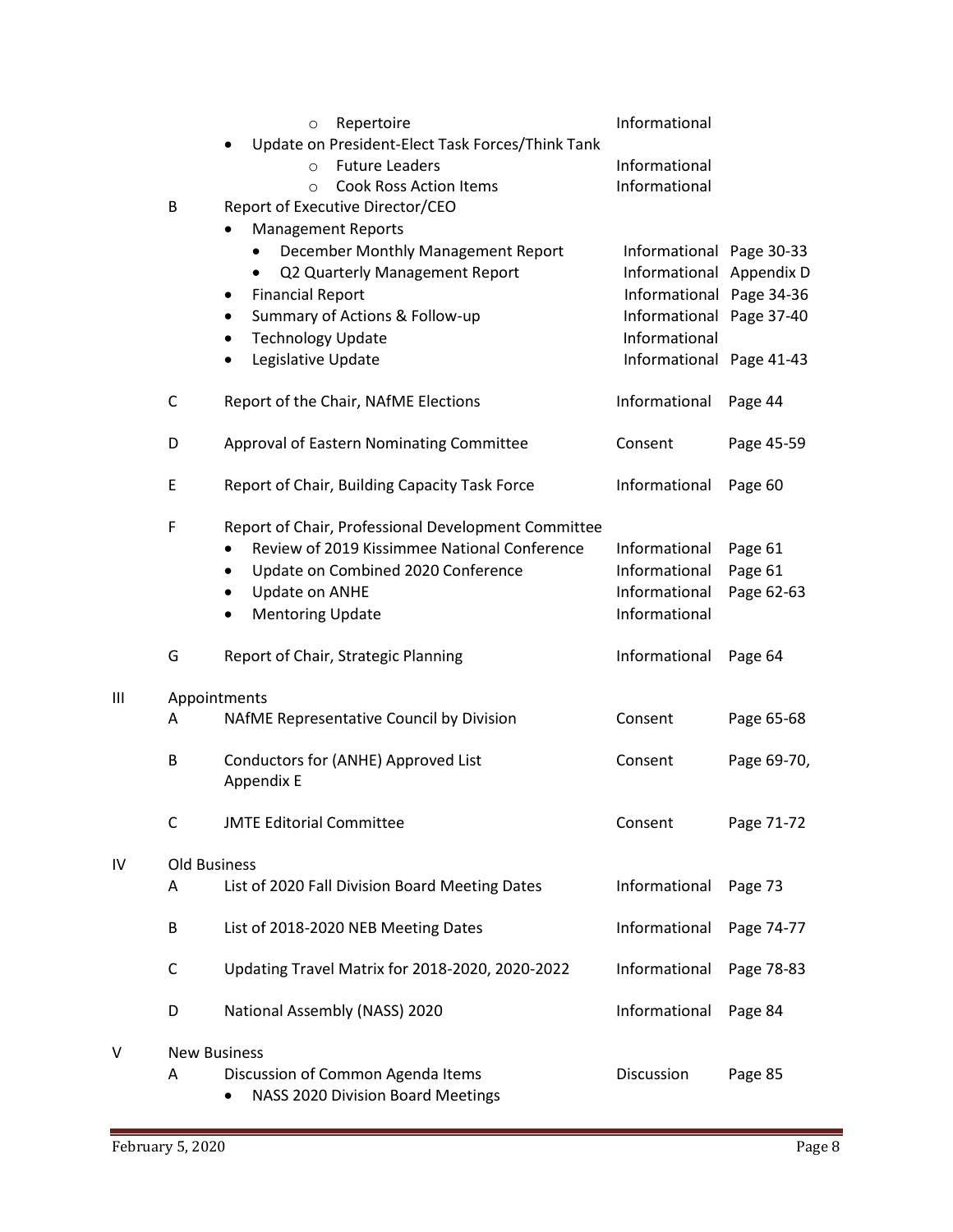| | | | | |
|---|---|---|---|---|
| | | ○ Repertoire | Informational | |
| | | • Update on President-Elect Task Forces/Think Tank | | |
| | | ○ Future Leaders | Informational | |
| | | ○ Cook Ross Action Items | Informational | |
| | B | Report of Executive Director/CEO | | |
| | | • Management Reports | | |
| | | • December Monthly Management Report | Informational | Page 30-33 |
| | | • Q2 Quarterly Management Report | Informational | Appendix D |
| | | • Financial Report | Informational | Page 34-36 |
| | | • Summary of Actions & Follow-up | Informational | Page 37-40 |
| | | • Technology Update | Informational | |
| | | • Legislative Update | Informational | Page 41-43 |
| | C | Report of the Chair, NAfME Elections | Informational | Page 44 |
| | D | Approval of Eastern Nominating Committee | Consent | Page 45-59 |
| | E | Report of Chair, Building Capacity Task Force | Informational | Page 60 |
| | F | Report of Chair, Professional Development Committee | | |
| | | • Review of 2019 Kissimmee National Conference | Informational | Page 61 |
| | | • Update on Combined 2020 Conference | Informational | Page 61 |
| | | • Update on ANHE | Informational | Page 62-63 |
| | | • Mentoring Update | Informational | |
| | G | Report of Chair, Strategic Planning | Informational | Page 64 |
| III | | Appointments | | |
| | A | NAfME Representative Council by Division | Consent | Page 65-68 |
| | B | Conductors for (ANHE) Approved List Appendix E | Consent | Page 69-70, |
| | C | JMTE Editorial Committee | Consent | Page 71-72 |
| IV | | Old Business | | |
| | A | List of 2020 Fall Division Board Meeting Dates | Informational | Page 73 |
| | B | List of 2018-2020 NEB Meeting Dates | Informational | Page 74-77 |
| | C | Updating Travel Matrix for 2018-2020, 2020-2022 | Informational | Page 78-83 |
| | D | National Assembly (NASS) 2020 | Informational | Page 84 |
| V | | New Business | | |
| | A | Discussion of Common Agenda Items | Discussion | Page 85 |
| | | • NASS 2020 Division Board Meetings | | |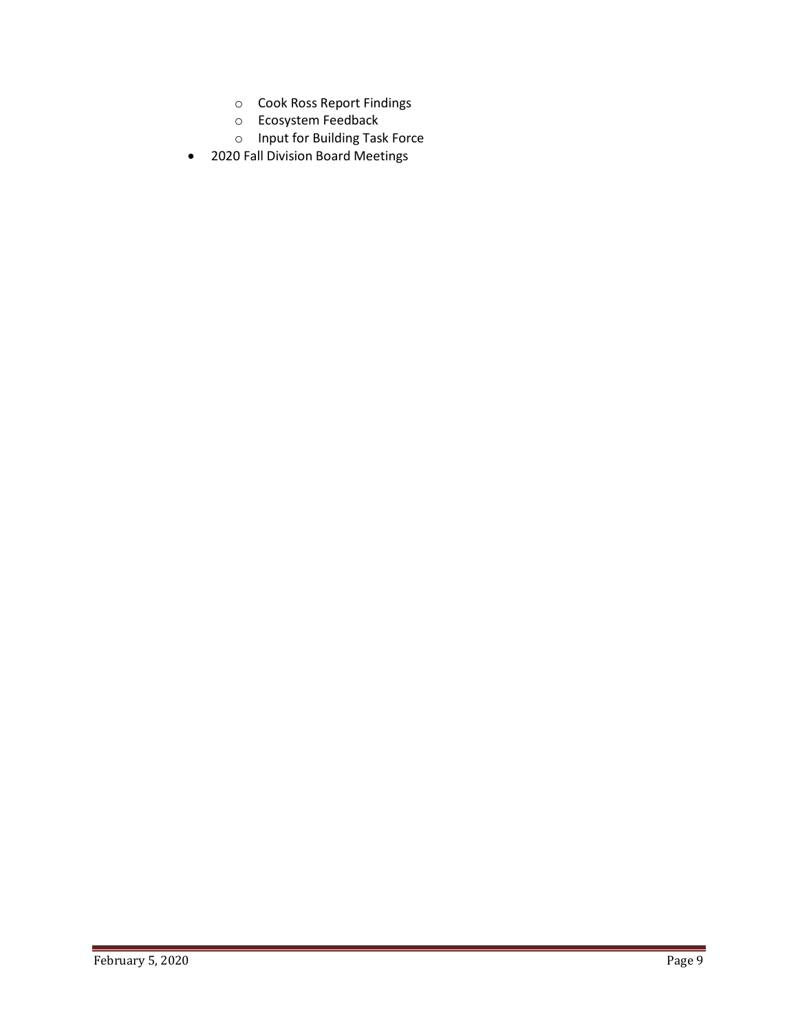- Cook Ross Report Findings
    - Ecosystem Feedback
    - Input for Building Task Force
- 2020 Fall Division Board Meetings